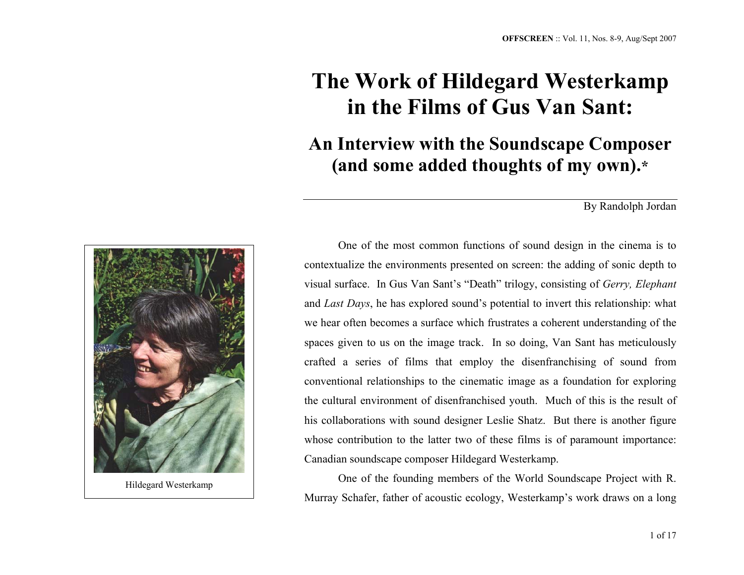# The Work of Hildegard Westerkamp in the Films of Gus Van Sant:

## An Interview with the Soundscape Composer (and some added thoughts of my own).*

By Randolph Jordan

Hildegard Westerkamp

One of the most common functions of sound design in the cinema is to contextualize the environments presented on screen: the adding of sonic depth to visual surface. In Gus Van Sant's "Death" trilogy, consisting of *Gerry, Elephant* and *Last Days*, he has explored sound's potential to invert this relationship: what we hear often becomes a surface which frustrates a coherent understanding of the spaces given to us on the image track. In so doing, Van Sant has meticulously crafted a series of films that employ the disenfranchising of sound from conventional relationships to the cinematic image as a foundation for exploring the cultural environment of disenfranchised youth. Much of this is the result of his collaborations with sound designer Leslie Shatz. But there is another figure whose contribution to the latter two of these films is of paramount importance: Canadian soundscape composer Hildegard Westerkamp.

One of the founding members of the World Soundscape Project with R. Murray Schafer, father of acoustic ecology, Westerkamp's work draws on a long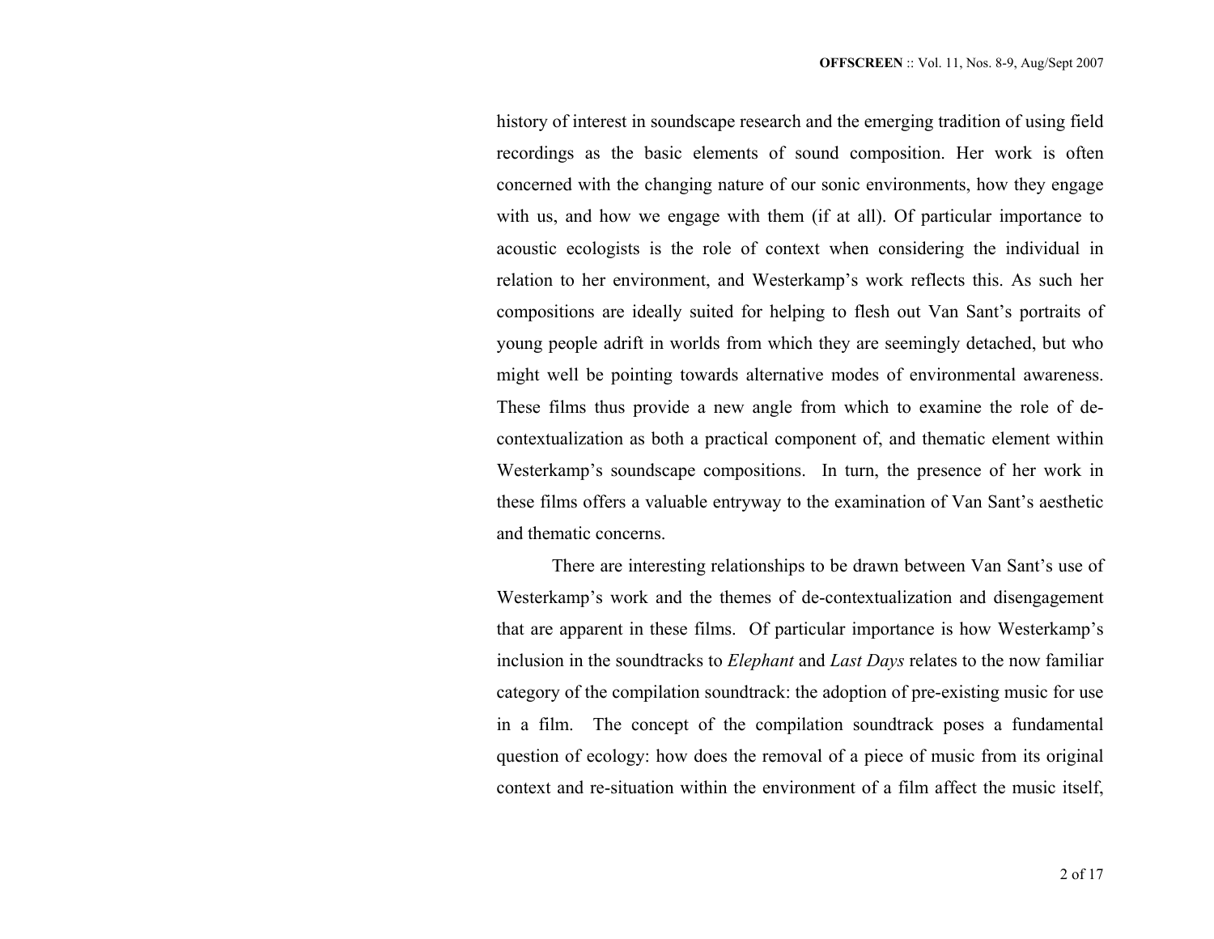history of interest in soundscape research and the emerging tradition of using field recordings as the basic elements of sound composition. Her work is often concerned with the changing nature of our sonic environments, how they engage with us, and how we engage with them (if at all). Of particular importance to acoustic ecologists is the role of context when considering the individual in relation to her environment, and Westerkamp's work reflects this. As such her compositions are ideally suited for helping to flesh out Van Sant's portraits of young people adrift in worlds from which they are seemingly detached, but who might well be pointing towards alternative modes of environmental awareness. These films thus provide a new angle from which to examine the role of de-contextualization as both a practical component of, and thematic element within Westerkamp's soundscape compositions. In turn, the presence of her work in these films offers a valuable entryway to the examination of Van Sant's aesthetic and thematic concerns.

There are interesting relationships to be drawn between Van Sant's use of Westerkamp's work and the themes of de-contextualization and disengagement that are apparent in these films. Of particular importance is how Westerkamp's inclusion in the soundtracks to *Elephant* and *Last Days* relates to the now familiar category of the compilation soundtrack: the adoption of pre-existing music for use in a film. The concept of the compilation soundtrack poses a fundamental question of ecology: how does the removal of a piece of music from its original context and re-situation within the environment of a film affect the music itself,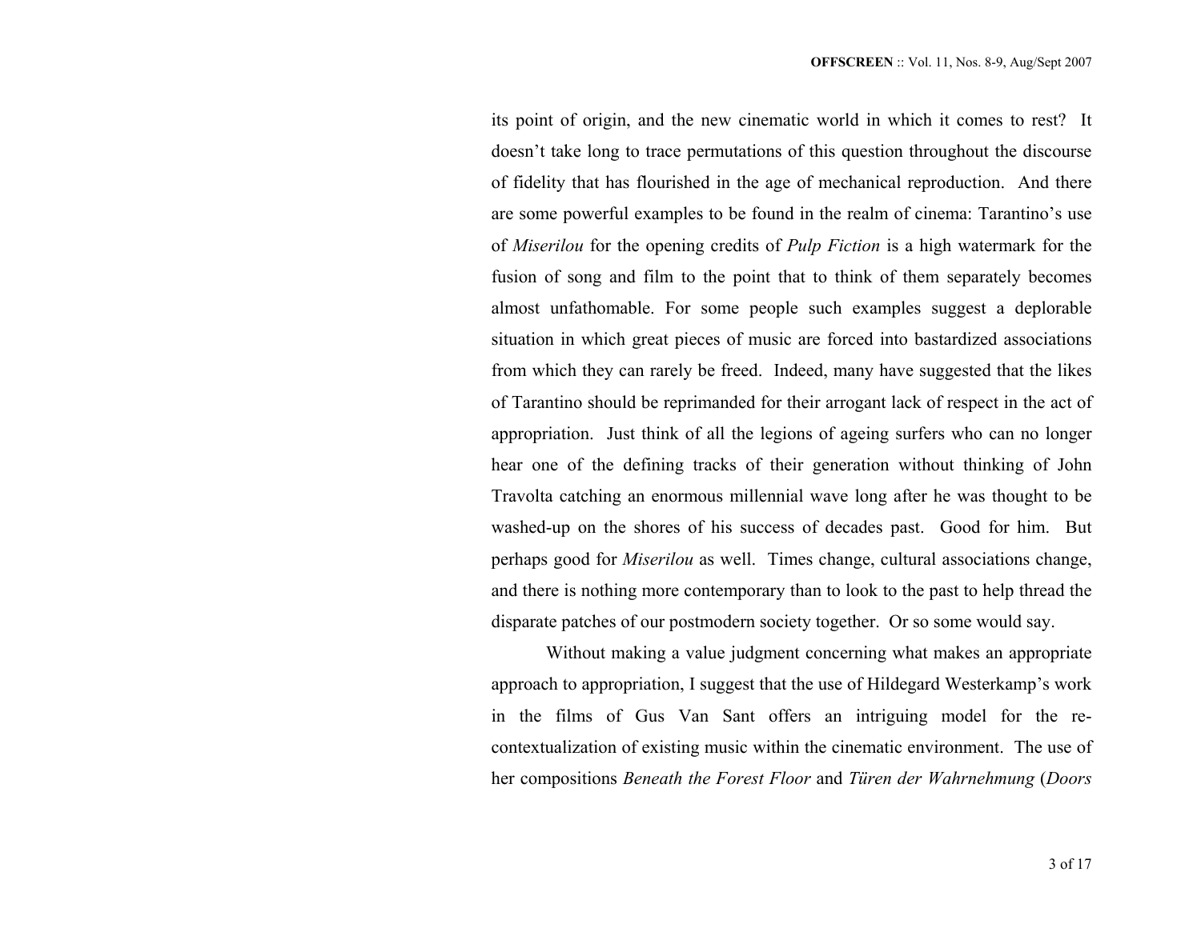its point of origin, and the new cinematic world in which it comes to rest? It doesn't take long to trace permutations of this question throughout the discourse of fidelity that has flourished in the age of mechanical reproduction. And there are some powerful examples to be found in the realm of cinema: Tarantino's use of *Miserilou* for the opening credits of *Pulp Fiction* is a high watermark for the fusion of song and film to the point that to think of them separately becomes almost unfathomable. For some people such examples suggest a deplorable situation in which great pieces of music are forced into bastardized associations from which they can rarely be freed. Indeed, many have suggested that the likes of Tarantino should be reprimanded for their arrogant lack of respect in the act of appropriation. Just think of all the legions of ageing surfers who can no longer hear one of the defining tracks of their generation without thinking of John Travolta catching an enormous millennial wave long after he was thought to be washed-up on the shores of his success of decades past. Good for him. But perhaps good for *Miserilou* as well. Times change, cultural associations change, and there is nothing more contemporary than to look to the past to help thread the disparate patches of our postmodern society together. Or so some would say.

Without making a value judgment concerning what makes an appropriate approach to appropriation, I suggest that the use of Hildegard Westerkamp's work in the films of Gus Van Sant offers an intriguing model for the re-contextualization of existing music within the cinematic environment. The use of her compositions *Beneath the Forest Floor* and *Türen der Wahrnehmung* (*Doors*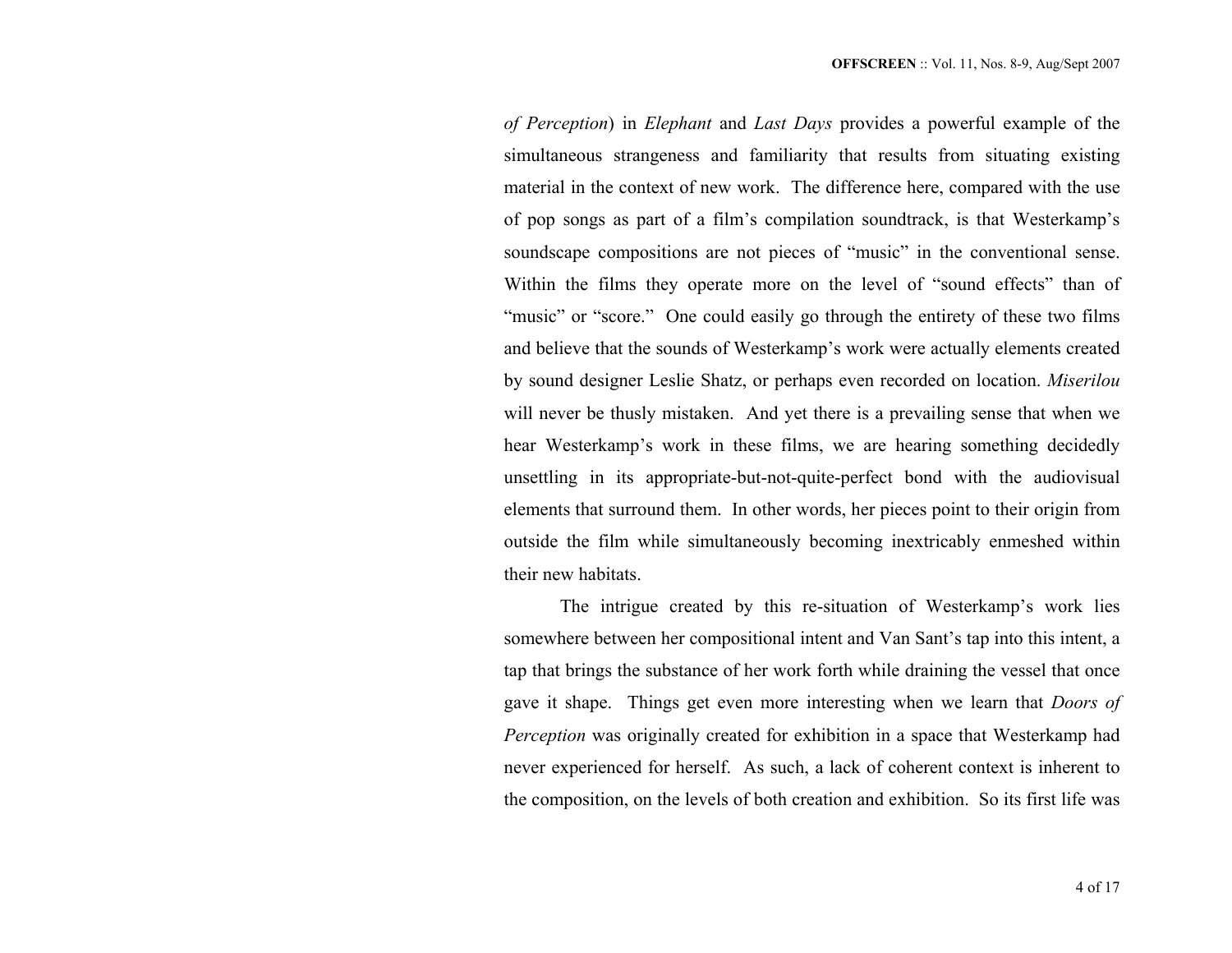*of Perception*) in *Elephant* and *Last Days* provides a powerful example of the simultaneous strangeness and familiarity that results from situating existing material in the context of new work. The difference here, compared with the use of pop songs as part of a film's compilation soundtrack, is that Westerkamp's soundscape compositions are not pieces of "music" in the conventional sense. Within the films they operate more on the level of "sound effects" than of "music" or "score." One could easily go through the entirety of these two films and believe that the sounds of Westerkamp's work were actually elements created by sound designer Leslie Shatz, or perhaps even recorded on location. *Miserilou* will never be thusly mistaken. And yet there is a prevailing sense that when we hear Westerkamp's work in these films, we are hearing something decidedly unsettling in its appropriate-but-not-quite-perfect bond with the audiovisual elements that surround them. In other words, her pieces point to their origin from outside the film while simultaneously becoming inextricably enmeshed within their new habitats.

The intrigue created by this re-situation of Westerkamp's work lies somewhere between her compositional intent and Van Sant's tap into this intent, a tap that brings the substance of her work forth while draining the vessel that once gave it shape. Things get even more interesting when we learn that *Doors of Perception* was originally created for exhibition in a space that Westerkamp had never experienced for herself. As such, a lack of coherent context is inherent to the composition, on the levels of both creation and exhibition. So its first life was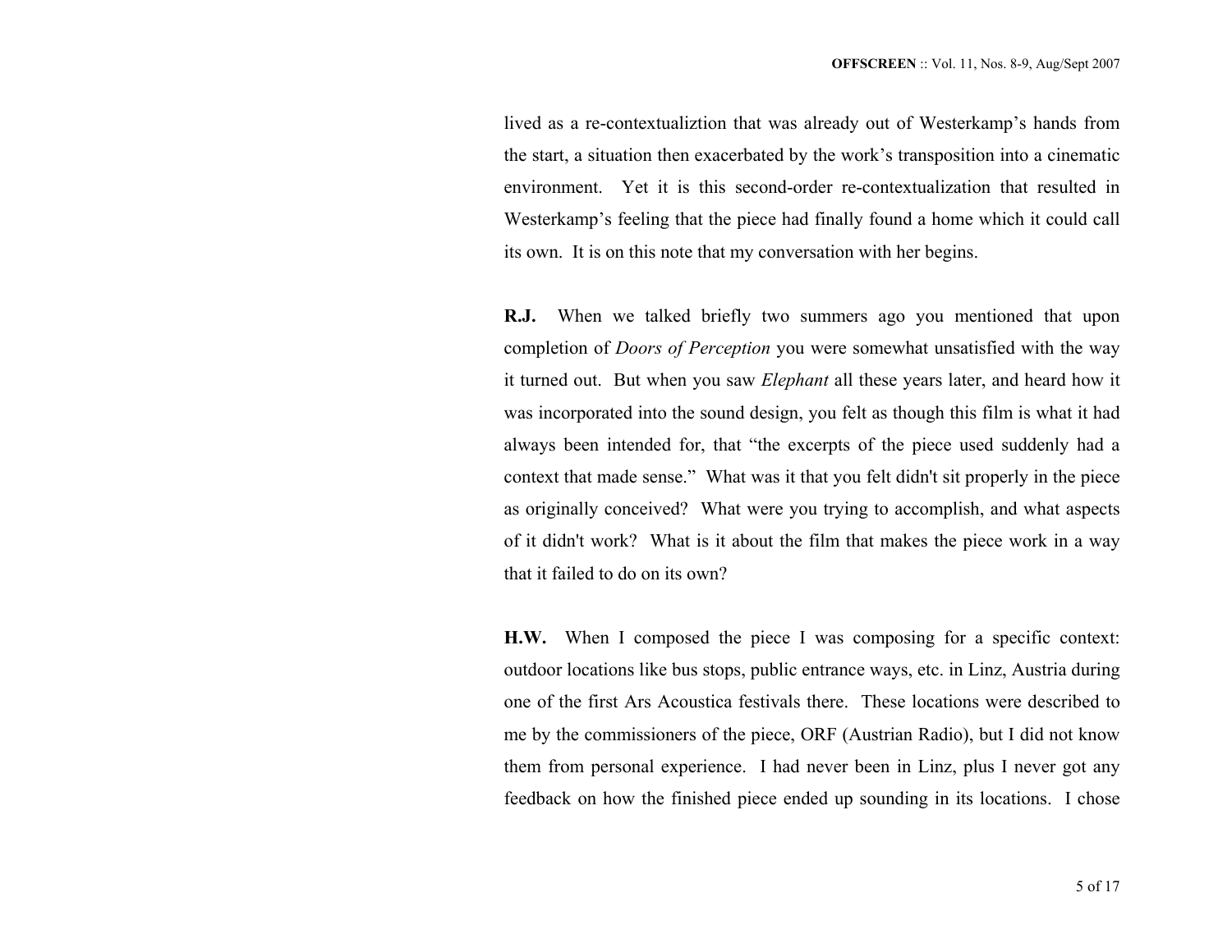lived as a re-contextualiztion that was already out of Westerkamp's hands from the start, a situation then exacerbated by the work's transposition into a cinematic environment. Yet it is this second-order re-contextualization that resulted in Westerkamp's feeling that the piece had finally found a home which it could call its own. It is on this note that my conversation with her begins.

**R.J.** When we talked briefly two summers ago you mentioned that upon completion of *Doors of Perception* you were somewhat unsatisfied with the way it turned out. But when you saw *Elephant* all these years later, and heard how it was incorporated into the sound design, you felt as though this film is what it had always been intended for, that "the excerpts of the piece used suddenly had a context that made sense." What was it that you felt didn't sit properly in the piece as originally conceived? What were you trying to accomplish, and what aspects of it didn't work? What is it about the film that makes the piece work in a way that it failed to do on its own?

**H.W.** When I composed the piece I was composing for a specific context: outdoor locations like bus stops, public entrance ways, etc. in Linz, Austria during one of the first Ars Acoustica festivals there. These locations were described to me by the commissioners of the piece, ORF (Austrian Radio), but I did not know them from personal experience. I had never been in Linz, plus I never got any feedback on how the finished piece ended up sounding in its locations. I chose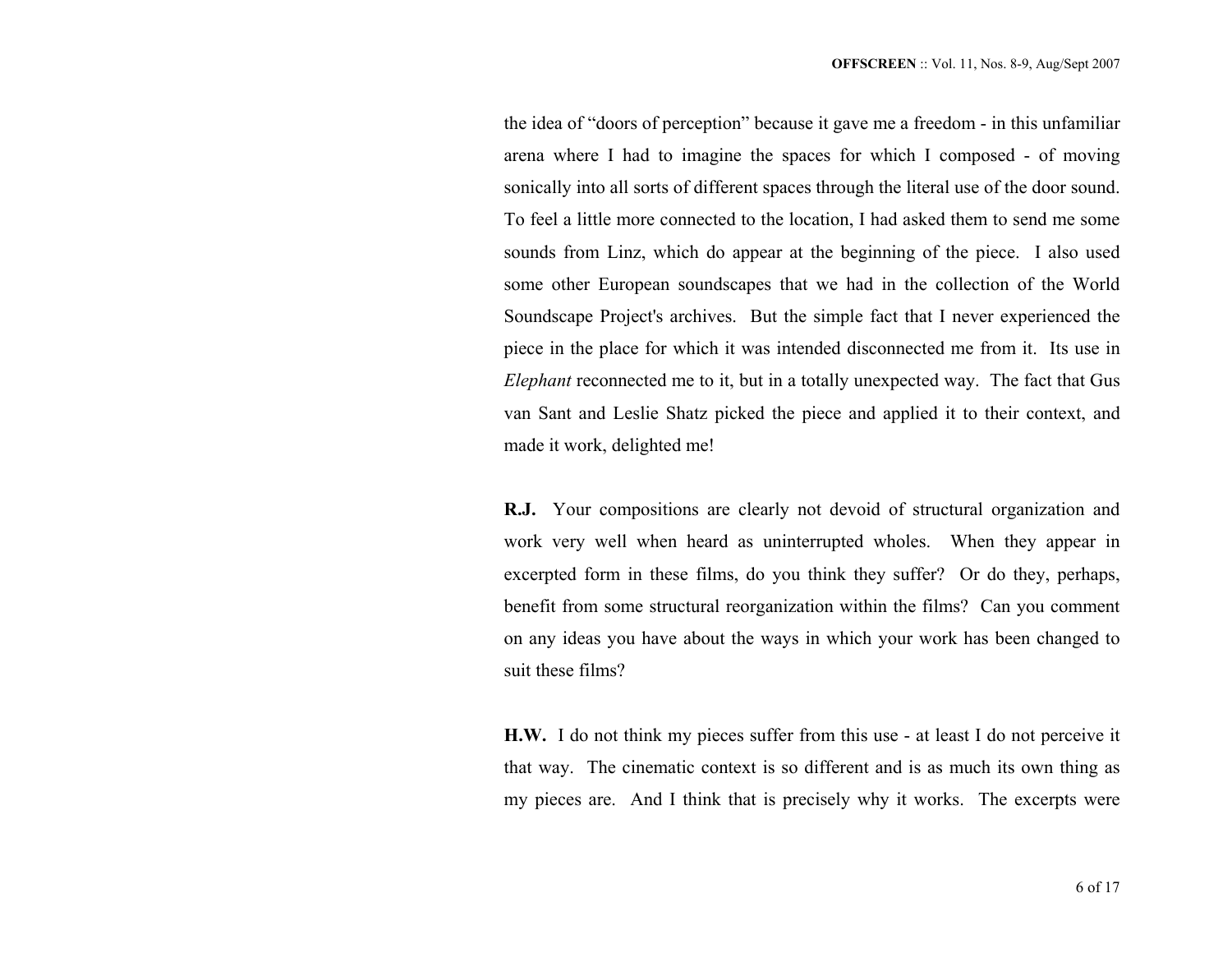the idea of "doors of perception" because it gave me a freedom - in this unfamiliar arena where I had to imagine the spaces for which I composed - of moving sonically into all sorts of different spaces through the literal use of the door sound. To feel a little more connected to the location, I had asked them to send me some sounds from Linz, which do appear at the beginning of the piece. I also used some other European soundscapes that we had in the collection of the World Soundscape Project's archives. But the simple fact that I never experienced the piece in the place for which it was intended disconnected me from it. Its use in *Elephant* reconnected me to it, but in a totally unexpected way. The fact that Gus van Sant and Leslie Shatz picked the piece and applied it to their context, and made it work, delighted me!

**R.J.** Your compositions are clearly not devoid of structural organization and work very well when heard as uninterrupted wholes. When they appear in excerpted form in these films, do you think they suffer? Or do they, perhaps, benefit from some structural reorganization within the films? Can you comment on any ideas you have about the ways in which your work has been changed to suit these films?

**H.W.** I do not think my pieces suffer from this use - at least I do not perceive it that way. The cinematic context is so different and is as much its own thing as my pieces are. And I think that is precisely why it works. The excerpts were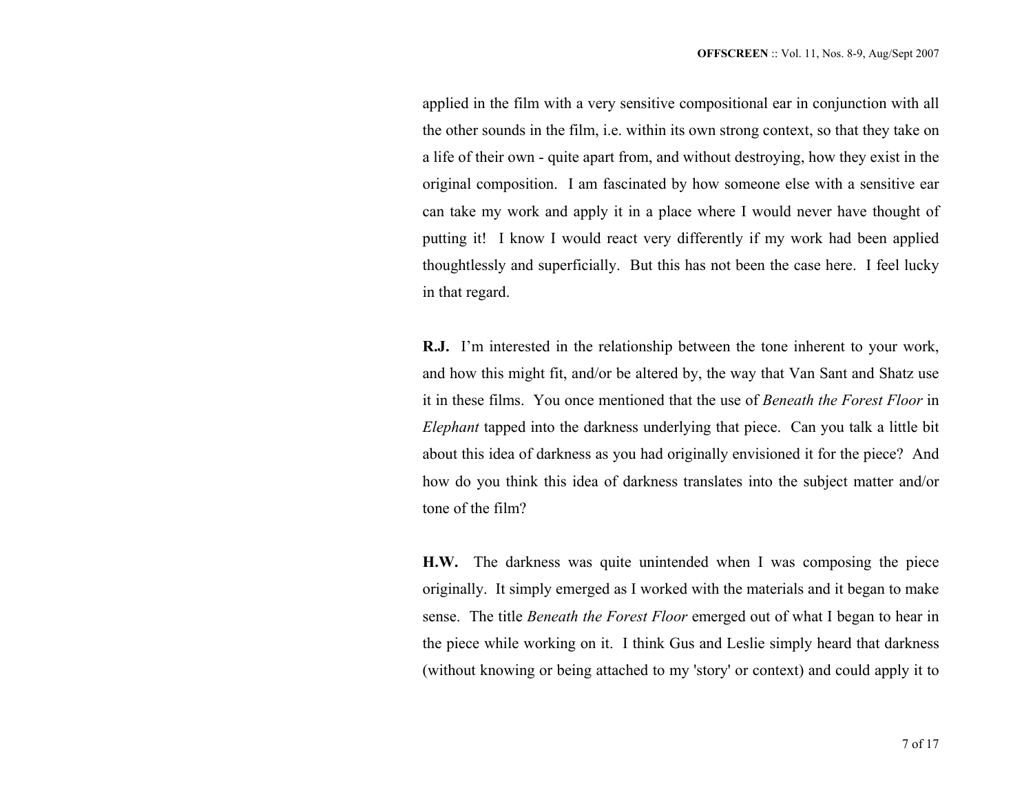applied in the film with a very sensitive compositional ear in conjunction with all the other sounds in the film, i.e. within its own strong context, so that they take on a life of their own - quite apart from, and without destroying, how they exist in the original composition. I am fascinated by how someone else with a sensitive ear can take my work and apply it in a place where I would never have thought of putting it! I know I would react very differently if my work had been applied thoughtlessly and superficially. But this has not been the case here. I feel lucky in that regard.

**R.J.** I'm interested in the relationship between the tone inherent to your work, and how this might fit, and/or be altered by, the way that Van Sant and Shatz use it in these films. You once mentioned that the use of *Beneath the Forest Floor* in *Elephant* tapped into the darkness underlying that piece. Can you talk a little bit about this idea of darkness as you had originally envisioned it for the piece? And how do you think this idea of darkness translates into the subject matter and/or tone of the film?

**H.W.** The darkness was quite unintended when I was composing the piece originally. It simply emerged as I worked with the materials and it began to make sense. The title *Beneath the Forest Floor* emerged out of what I began to hear in the piece while working on it. I think Gus and Leslie simply heard that darkness (without knowing or being attached to my 'story' or context) and could apply it to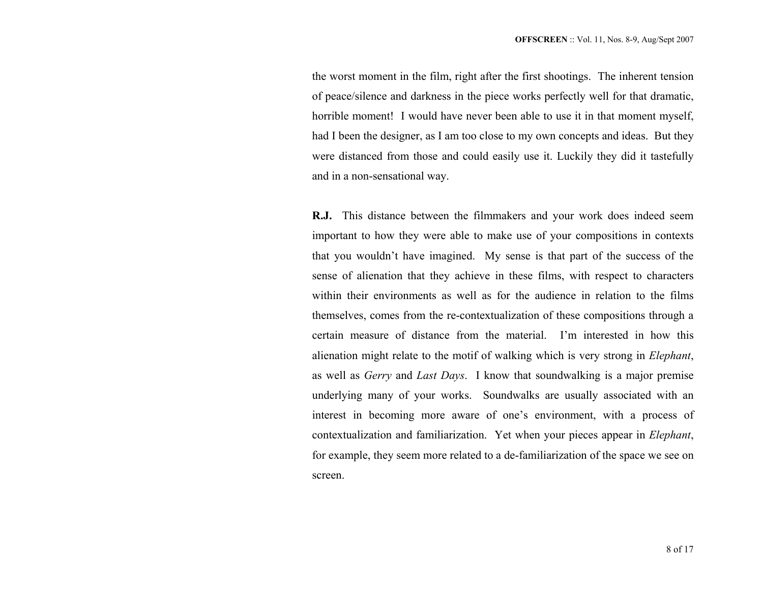the worst moment in the film, right after the first shootings. The inherent tension of peace/silence and darkness in the piece works perfectly well for that dramatic, horrible moment! I would have never been able to use it in that moment myself, had I been the designer, as I am too close to my own concepts and ideas. But they were distanced from those and could easily use it. Luckily they did it tastefully and in a non-sensational way.

**R.J.** This distance between the filmmakers and your work does indeed seem important to how they were able to make use of your compositions in contexts that you wouldn't have imagined. My sense is that part of the success of the sense of alienation that they achieve in these films, with respect to characters within their environments as well as for the audience in relation to the films themselves, comes from the re-contextualization of these compositions through a certain measure of distance from the material. I'm interested in how this alienation might relate to the motif of walking which is very strong in *Elephant*, as well as *Gerry* and *Last Days*. I know that soundwalking is a major premise underlying many of your works. Soundwalks are usually associated with an interest in becoming more aware of one's environment, with a process of contextualization and familiarization. Yet when your pieces appear in *Elephant*, for example, they seem more related to a de-familiarization of the space we see on screen.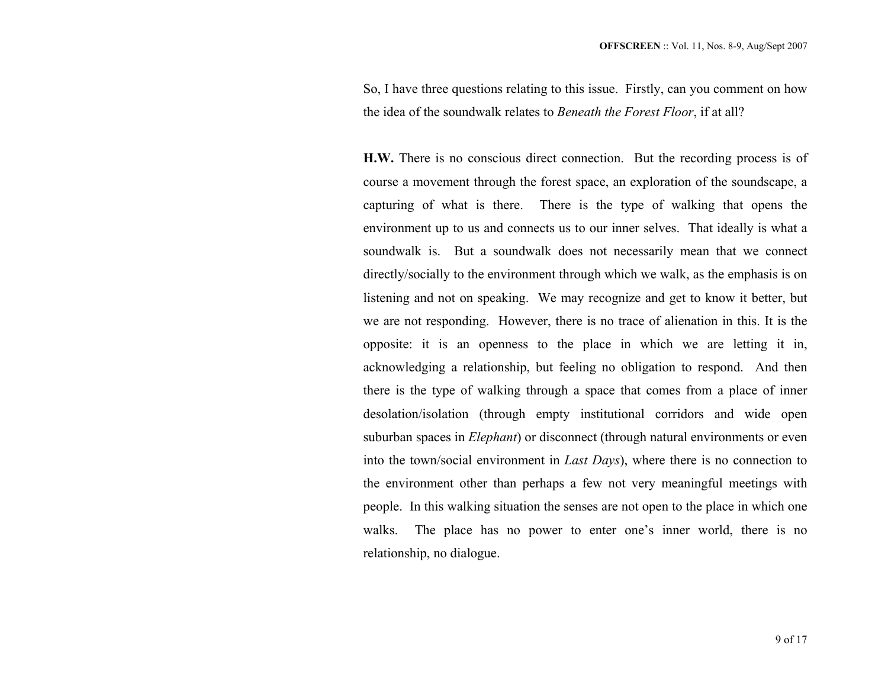So, I have three questions relating to this issue. Firstly, can you comment on how the idea of the soundwalk relates to *Beneath the Forest Floor*, if at all?

**H.W.** There is no conscious direct connection. But the recording process is of course a movement through the forest space, an exploration of the soundscape, a capturing of what is there. There is the type of walking that opens the environment up to us and connects us to our inner selves. That ideally is what a soundwalk is. But a soundwalk does not necessarily mean that we connect directly/socially to the environment through which we walk, as the emphasis is on listening and not on speaking. We may recognize and get to know it better, but we are not responding. However, there is no trace of alienation in this. It is the opposite: it is an openness to the place in which we are letting it in, acknowledging a relationship, but feeling no obligation to respond. And then there is the type of walking through a space that comes from a place of inner desolation/isolation (through empty institutional corridors and wide open suburban spaces in *Elephant*) or disconnect (through natural environments or even into the town/social environment in *Last Days*), where there is no connection to the environment other than perhaps a few not very meaningful meetings with people. In this walking situation the senses are not open to the place in which one walks. The place has no power to enter one's inner world, there is no relationship, no dialogue.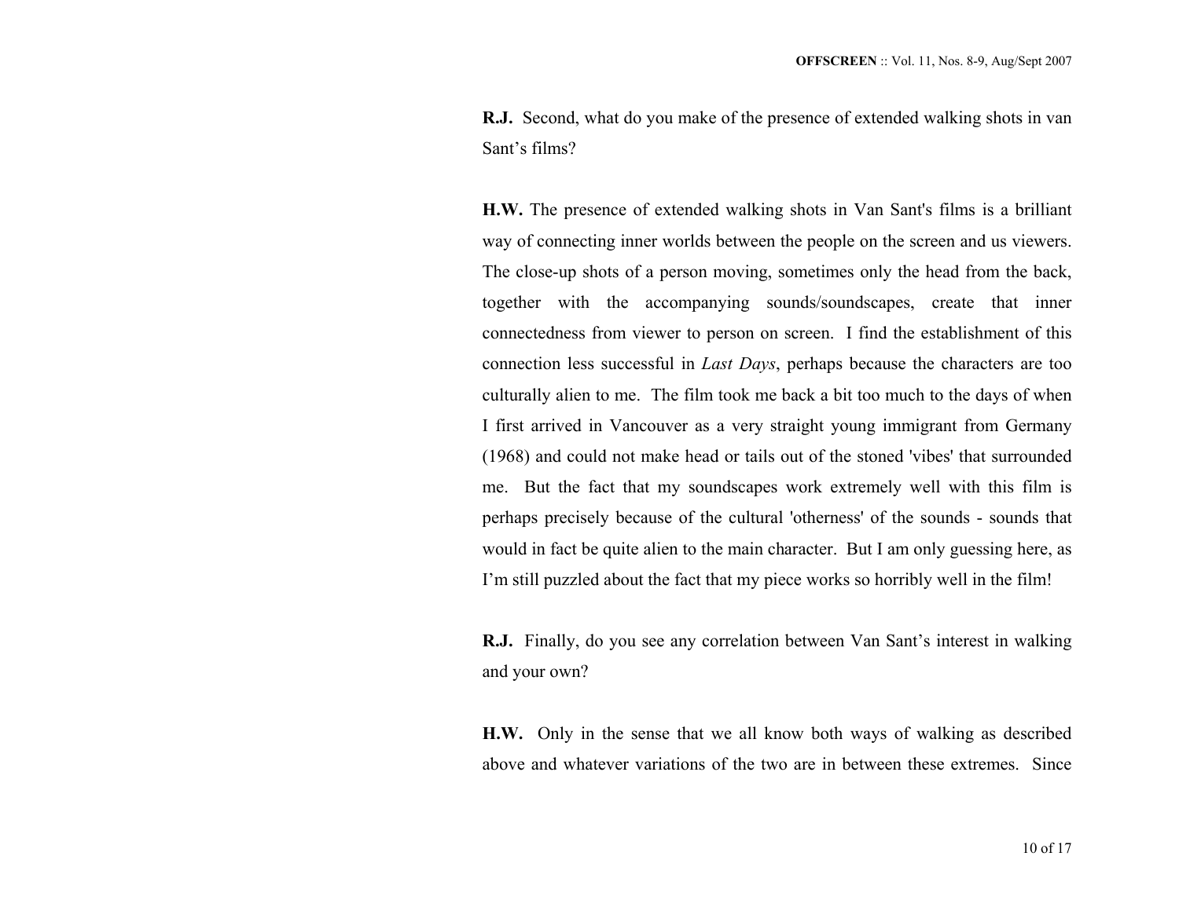**R.J.** Second, what do you make of the presence of extended walking shots in van Sant's films?

**H.W.** The presence of extended walking shots in Van Sant's films is a brilliant way of connecting inner worlds between the people on the screen and us viewers. The close-up shots of a person moving, sometimes only the head from the back, together with the accompanying sounds/soundscapes, create that inner connectedness from viewer to person on screen. I find the establishment of this connection less successful in *Last Days*, perhaps because the characters are too culturally alien to me. The film took me back a bit too much to the days of when I first arrived in Vancouver as a very straight young immigrant from Germany (1968) and could not make head or tails out of the stoned 'vibes' that surrounded me. But the fact that my soundscapes work extremely well with this film is perhaps precisely because of the cultural 'otherness' of the sounds - sounds that would in fact be quite alien to the main character. But I am only guessing here, as I'm still puzzled about the fact that my piece works so horribly well in the film!

**R.J.** Finally, do you see any correlation between Van Sant's interest in walking and your own?

**H.W.** Only in the sense that we all know both ways of walking as described above and whatever variations of the two are in between these extremes. Since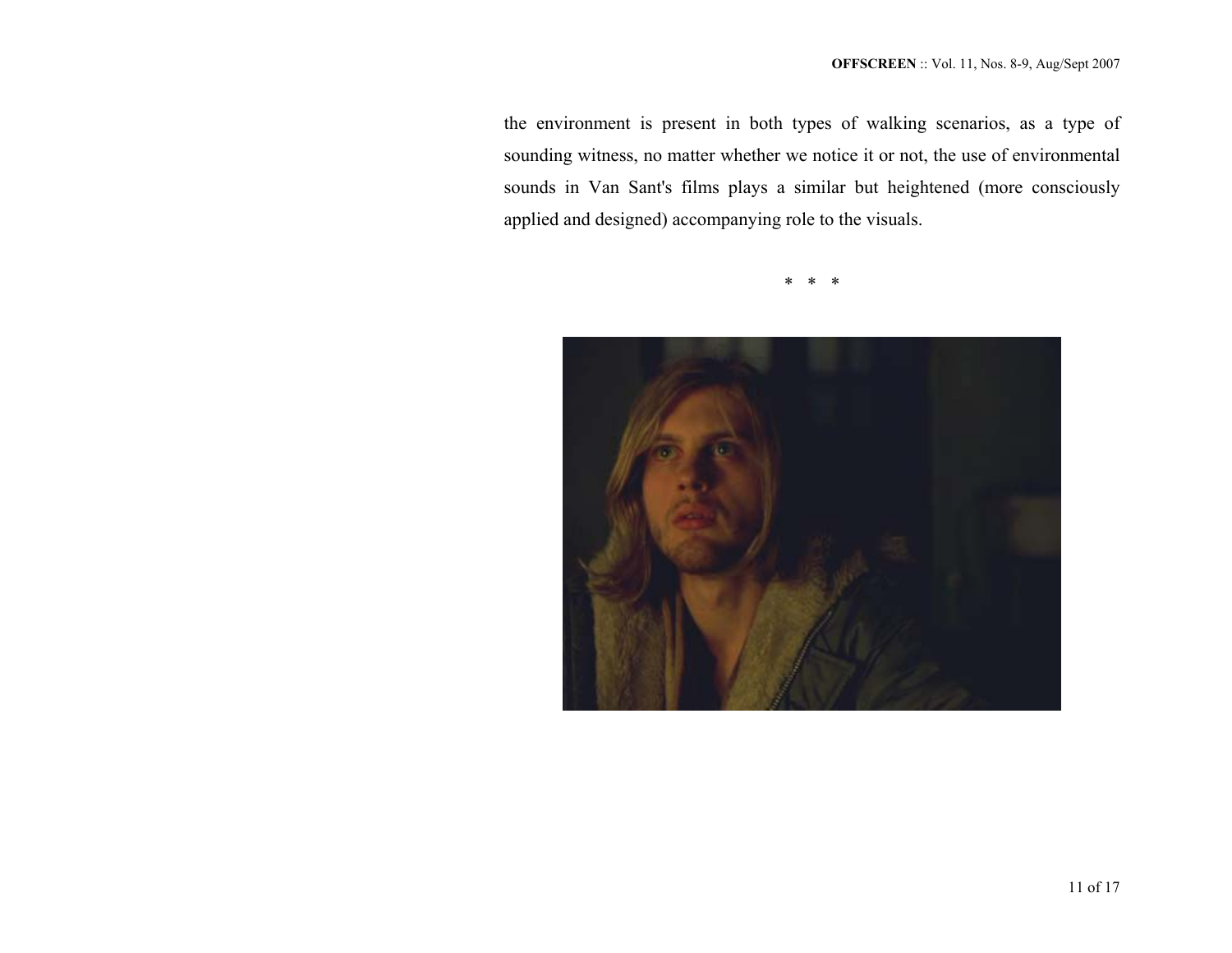the environment is present in both types of walking scenarios, as a type of sounding witness, no matter whether we notice it or not, the use of environmental sounds in Van Sant's films plays a similar but heightened (more consciously applied and designed) accompanying role to the visuals.

*   *   *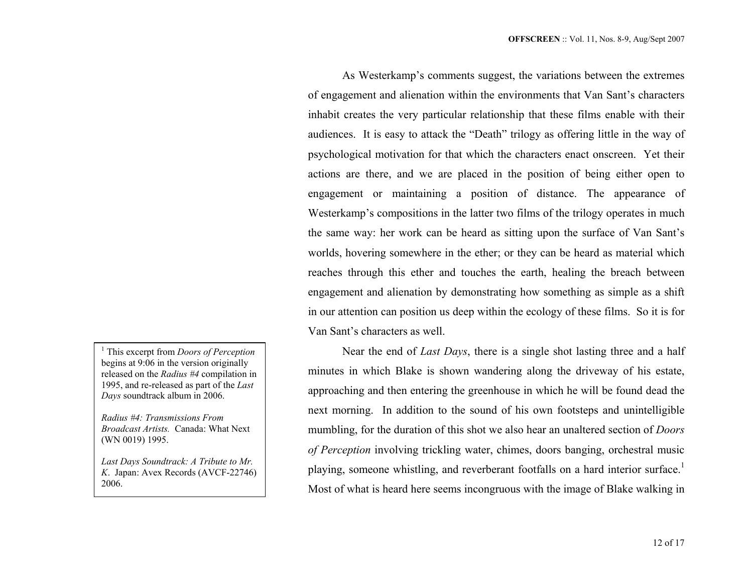As Westerkamp's comments suggest, the variations between the extremes of engagement and alienation within the environments that Van Sant's characters inhabit creates the very particular relationship that these films enable with their audiences. It is easy to attack the "Death" trilogy as offering little in the way of psychological motivation for that which the characters enact onscreen. Yet their actions are there, and we are placed in the position of being either open to engagement or maintaining a position of distance. The appearance of Westerkamp's compositions in the latter two films of the trilogy operates in much the same way: her work can be heard as sitting upon the surface of Van Sant's worlds, hovering somewhere in the ether; or they can be heard as material which reaches through this ether and touches the earth, healing the breach between engagement and alienation by demonstrating how something as simple as a shift in our attention can position us deep within the ecology of these films. So it is for Van Sant's characters as well.

Near the end of *Last Days*, there is a single shot lasting three and a half minutes in which Blake is shown wandering along the driveway of his estate, approaching and then entering the greenhouse in which he will be found dead the next morning. In addition to the sound of his own footsteps and unintelligible mumbling, for the duration of this shot we also hear an unaltered section of *Doors of Perception* involving trickling water, chimes, doors banging, orchestral music playing, someone whistling, and reverberant footfalls on a hard interior surface.[1] Most of what is heard here seems incongruous with the image of Blake walking in

[1] This excerpt from *Doors of Perception* begins at 9:06 in the version originally released on the *Radius #4* compilation in 1995, and re-released as part of the *Last Days* soundtrack album in 2006.

*Radius #4: Transmissions From Broadcast Artists.* Canada: What Next (WN 0019) 1995.

*Last Days Soundtrack: A Tribute to Mr. K*. Japan: Avex Records (AVCF-22746) 2006.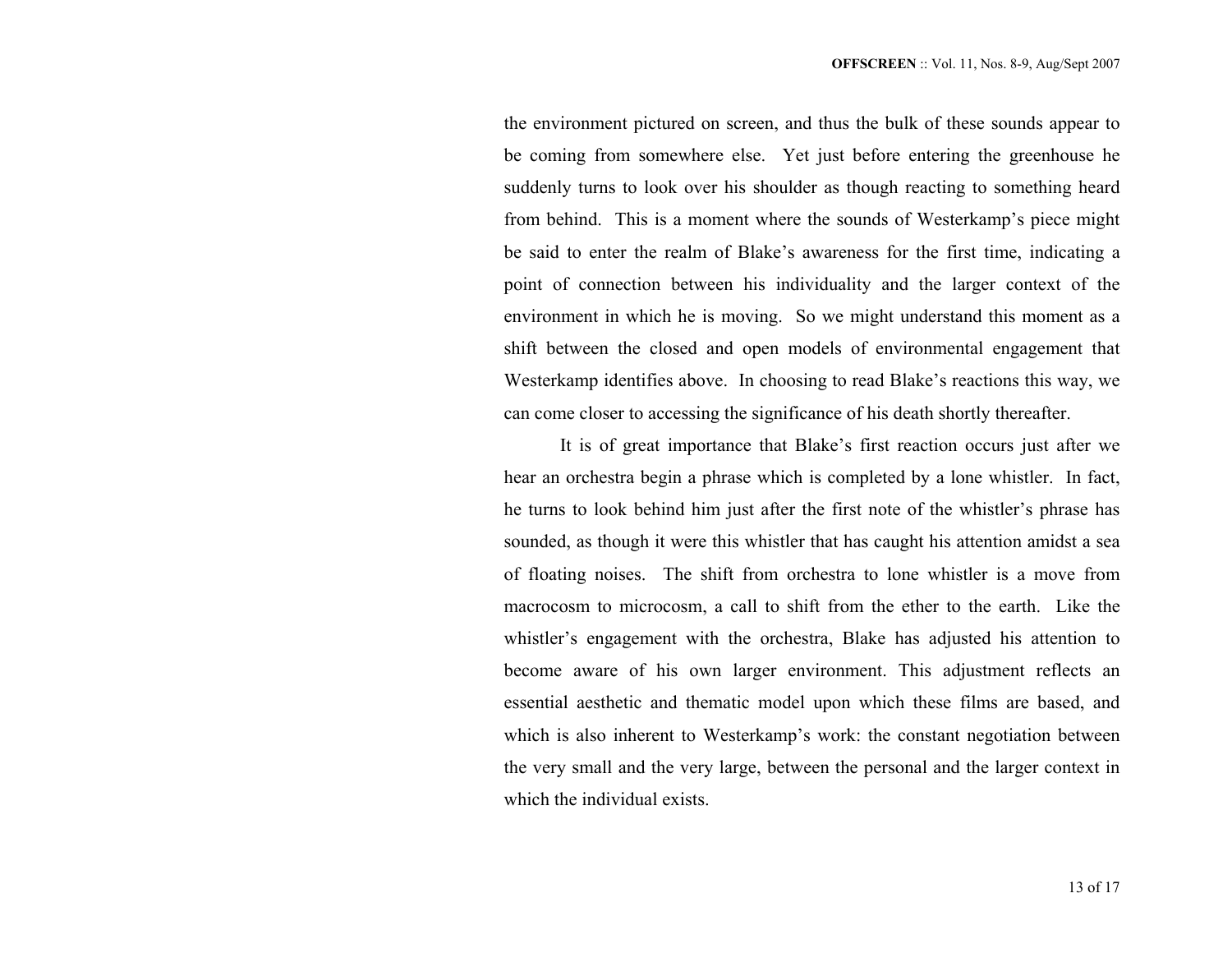the environment pictured on screen, and thus the bulk of these sounds appear to be coming from somewhere else. Yet just before entering the greenhouse he suddenly turns to look over his shoulder as though reacting to something heard from behind. This is a moment where the sounds of Westerkamp's piece might be said to enter the realm of Blake's awareness for the first time, indicating a point of connection between his individuality and the larger context of the environment in which he is moving. So we might understand this moment as a shift between the closed and open models of environmental engagement that Westerkamp identifies above. In choosing to read Blake's reactions this way, we can come closer to accessing the significance of his death shortly thereafter.

It is of great importance that Blake's first reaction occurs just after we hear an orchestra begin a phrase which is completed by a lone whistler. In fact, he turns to look behind him just after the first note of the whistler's phrase has sounded, as though it were this whistler that has caught his attention amidst a sea of floating noises. The shift from orchestra to lone whistler is a move from macrocosm to microcosm, a call to shift from the ether to the earth. Like the whistler's engagement with the orchestra, Blake has adjusted his attention to become aware of his own larger environment. This adjustment reflects an essential aesthetic and thematic model upon which these films are based, and which is also inherent to Westerkamp's work: the constant negotiation between the very small and the very large, between the personal and the larger context in which the individual exists.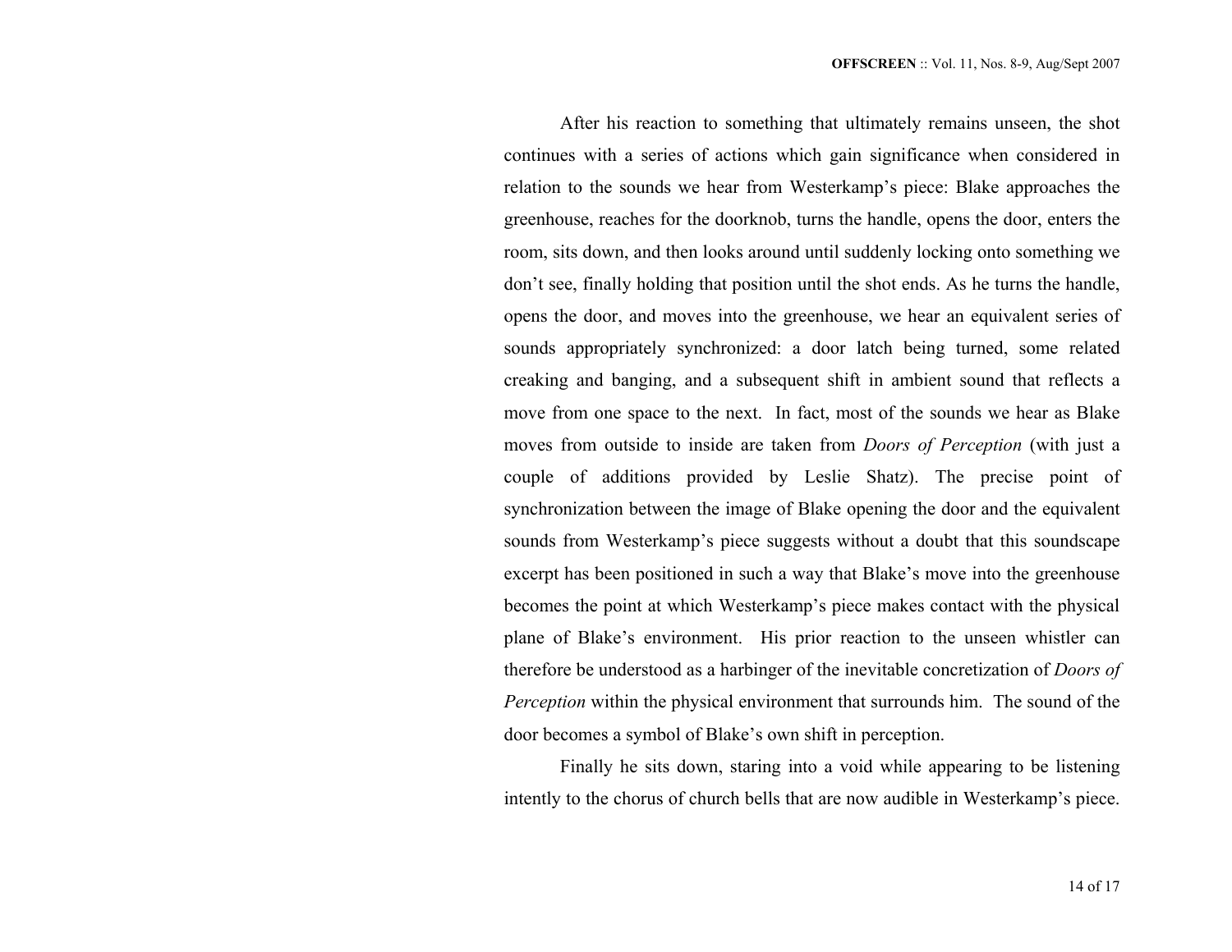After his reaction to something that ultimately remains unseen, the shot continues with a series of actions which gain significance when considered in relation to the sounds we hear from Westerkamp's piece: Blake approaches the greenhouse, reaches for the doorknob, turns the handle, opens the door, enters the room, sits down, and then looks around until suddenly locking onto something we don't see, finally holding that position until the shot ends. As he turns the handle, opens the door, and moves into the greenhouse, we hear an equivalent series of sounds appropriately synchronized: a door latch being turned, some related creaking and banging, and a subsequent shift in ambient sound that reflects a move from one space to the next. In fact, most of the sounds we hear as Blake moves from outside to inside are taken from *Doors of Perception* (with just a couple of additions provided by Leslie Shatz). The precise point of synchronization between the image of Blake opening the door and the equivalent sounds from Westerkamp's piece suggests without a doubt that this soundscape excerpt has been positioned in such a way that Blake's move into the greenhouse becomes the point at which Westerkamp's piece makes contact with the physical plane of Blake's environment. His prior reaction to the unseen whistler can therefore be understood as a harbinger of the inevitable concretization of *Doors of Perception* within the physical environment that surrounds him. The sound of the door becomes a symbol of Blake's own shift in perception.

Finally he sits down, staring into a void while appearing to be listening intently to the chorus of church bells that are now audible in Westerkamp's piece.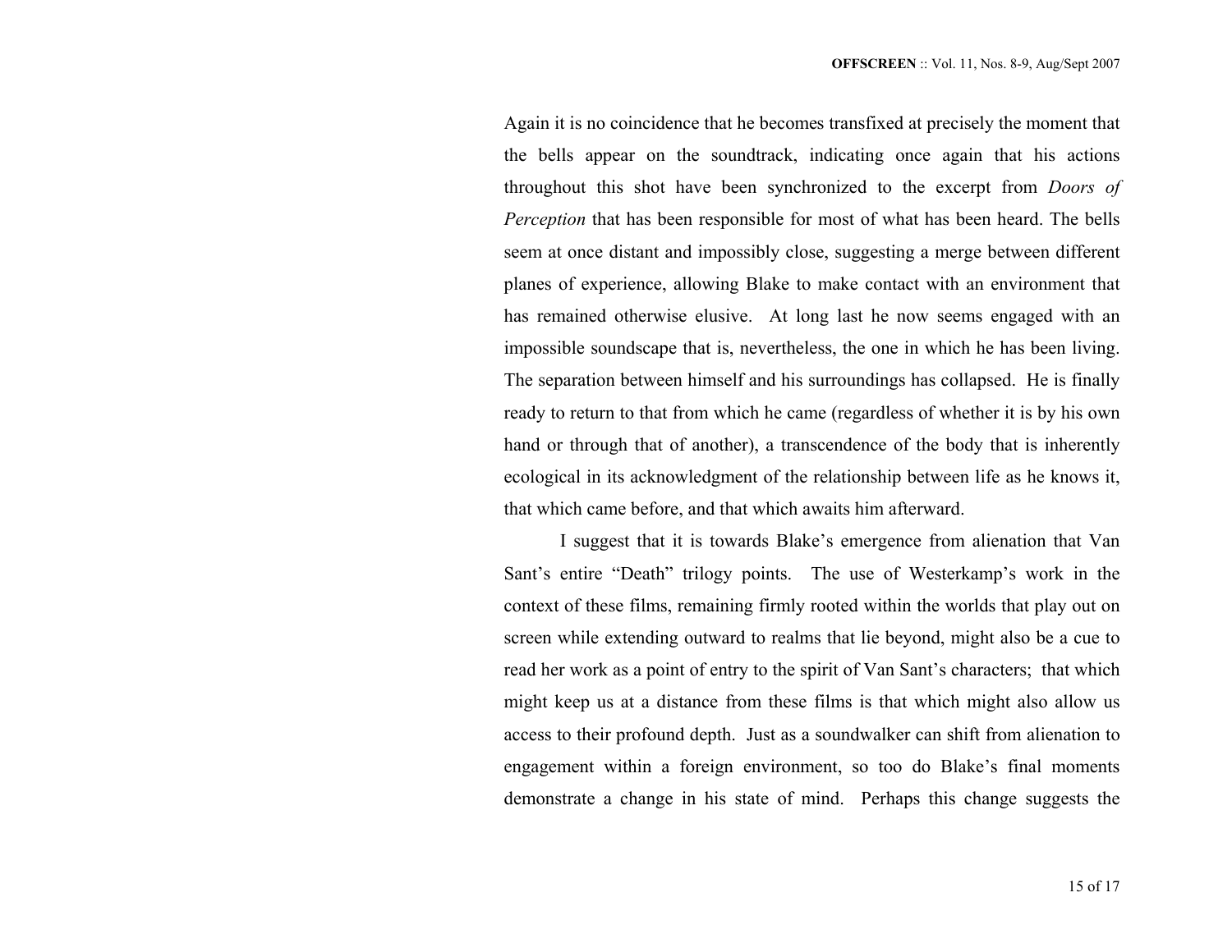Again it is no coincidence that he becomes transfixed at precisely the moment that the bells appear on the soundtrack, indicating once again that his actions throughout this shot have been synchronized to the excerpt from *Doors of Perception* that has been responsible for most of what has been heard. The bells seem at once distant and impossibly close, suggesting a merge between different planes of experience, allowing Blake to make contact with an environment that has remained otherwise elusive. At long last he now seems engaged with an impossible soundscape that is, nevertheless, the one in which he has been living. The separation between himself and his surroundings has collapsed. He is finally ready to return to that from which he came (regardless of whether it is by his own hand or through that of another), a transcendence of the body that is inherently ecological in its acknowledgment of the relationship between life as he knows it, that which came before, and that which awaits him afterward.

I suggest that it is towards Blake's emergence from alienation that Van Sant's entire "Death" trilogy points. The use of Westerkamp's work in the context of these films, remaining firmly rooted within the worlds that play out on screen while extending outward to realms that lie beyond, might also be a cue to read her work as a point of entry to the spirit of Van Sant's characters; that which might keep us at a distance from these films is that which might also allow us access to their profound depth. Just as a soundwalker can shift from alienation to engagement within a foreign environment, so too do Blake's final moments demonstrate a change in his state of mind. Perhaps this change suggests the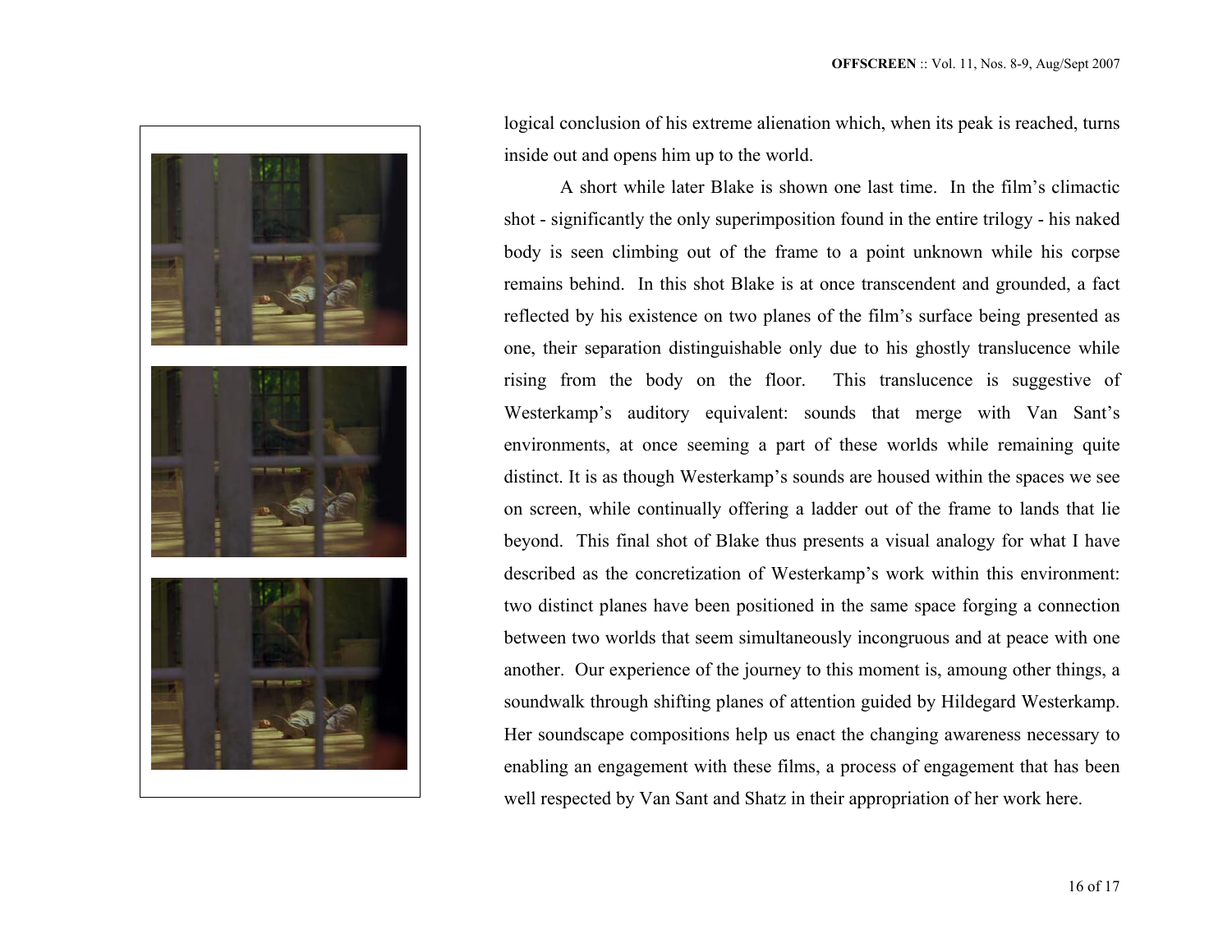logical conclusion of his extreme alienation which, when its peak is reached, turns inside out and opens him up to the world.

A short while later Blake is shown one last time. In the film's climactic shot - significantly the only superimposition found in the entire trilogy - his naked body is seen climbing out of the frame to a point unknown while his corpse remains behind. In this shot Blake is at once transcendent and grounded, a fact reflected by his existence on two planes of the film's surface being presented as one, their separation distinguishable only due to his ghostly translucence while rising from the body on the floor. This translucence is suggestive of Westerkamp's auditory equivalent: sounds that merge with Van Sant's environments, at once seeming a part of these worlds while remaining quite distinct. It is as though Westerkamp's sounds are housed within the spaces we see on screen, while continually offering a ladder out of the frame to lands that lie beyond. This final shot of Blake thus presents a visual analogy for what I have described as the concretization of Westerkamp's work within this environment: two distinct planes have been positioned in the same space forging a connection between two worlds that seem simultaneously incongruous and at peace with one another. Our experience of the journey to this moment is, amoung other things, a soundwalk through shifting planes of attention guided by Hildegard Westerkamp. Her soundscape compositions help us enact the changing awareness necessary to enabling an engagement with these films, a process of engagement that has been well respected by Van Sant and Shatz in their appropriation of her work here.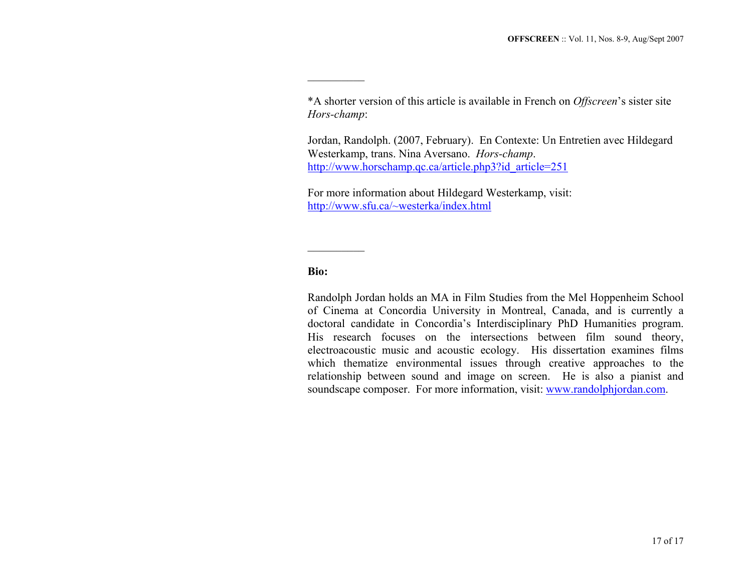---

*A shorter version of this article is available in French on *Offscreen*'s sister site *Hors-champ*:

Jordan, Randolph. (2007, February). En Contexte: Un Entretien avec Hildegard Westerkamp, trans. Nina Aversano. *Hors-champ*. http://www.horschamp.qc.ca/article.php3?id_article=251

For more information about Hildegard Westerkamp, visit: http://www.sfu.ca/~westerka/index.html

---

**Bio:**

Randolph Jordan holds an MA in Film Studies from the Mel Hoppenheim School of Cinema at Concordia University in Montreal, Canada, and is currently a doctoral candidate in Concordia's Interdisciplinary PhD Humanities program. His research focuses on the intersections between film sound theory, electroacoustic music and acoustic ecology. His dissertation examines films which thematize environmental issues through creative approaches to the relationship between sound and image on screen. He is also a pianist and soundscape composer. For more information, visit: www.randolphjordan.com.